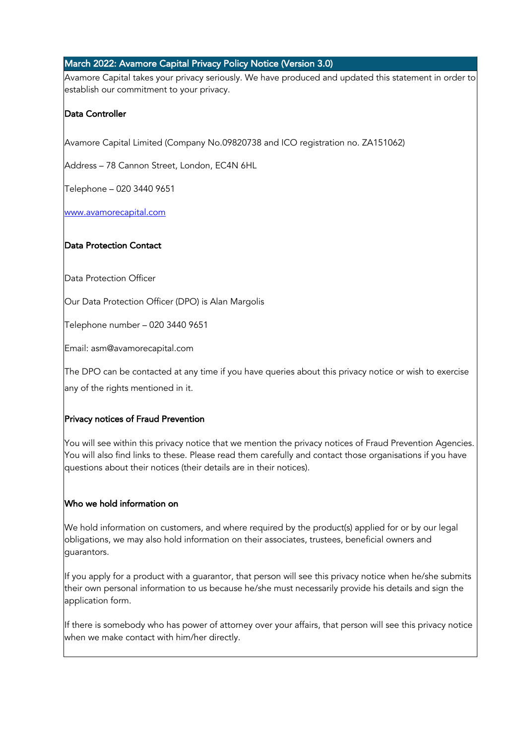## March 2022: Avamore Capital Privacy Policy Notice (Version 3.0)

Avamore Capital takes your privacy seriously. We have produced and updated this statement in order to establish our commitment to your privacy.

### Data Controller

Avamore Capital Limited (Company No.09820738 and ICO registration no. ZA151062)

Address – 78 Cannon Street, London, EC4N 6HL

Telephone – 020 3440 9651

[www.avamorecapital.com](http://www.avamorecapital.com)

### Data Protection Contact

Data Protection Officer

Our Data Protection Officer (DPO) is Alan Margolis

Telephone number – 020 3440 9651

Email: asm@avamorecapital.com

The DPO can be contacted at any time if you have queries about this privacy notice or wish to exercise any of the rights mentioned in it.

### Privacy notices of Fraud Prevention

You will see within this privacy notice that we mention the privacy notices of Fraud Prevention Agencies. You will also find links to these. Please read them carefully and contact those organisations if you have questions about their notices (their details are in their notices).

### Who we hold information on

We hold information on customers, and where required by the product(s) applied for or by our legal obligations, we may also hold information on their associates, trustees, beneficial owners and guarantors.

If you apply for a product with a guarantor, that person will see this privacy notice when he/she submits their own personal information to us because he/she must necessarily provide his details and sign the application form.

If there is somebody who has power of attorney over your affairs, that person will see this privacy notice when we make contact with him/her directly.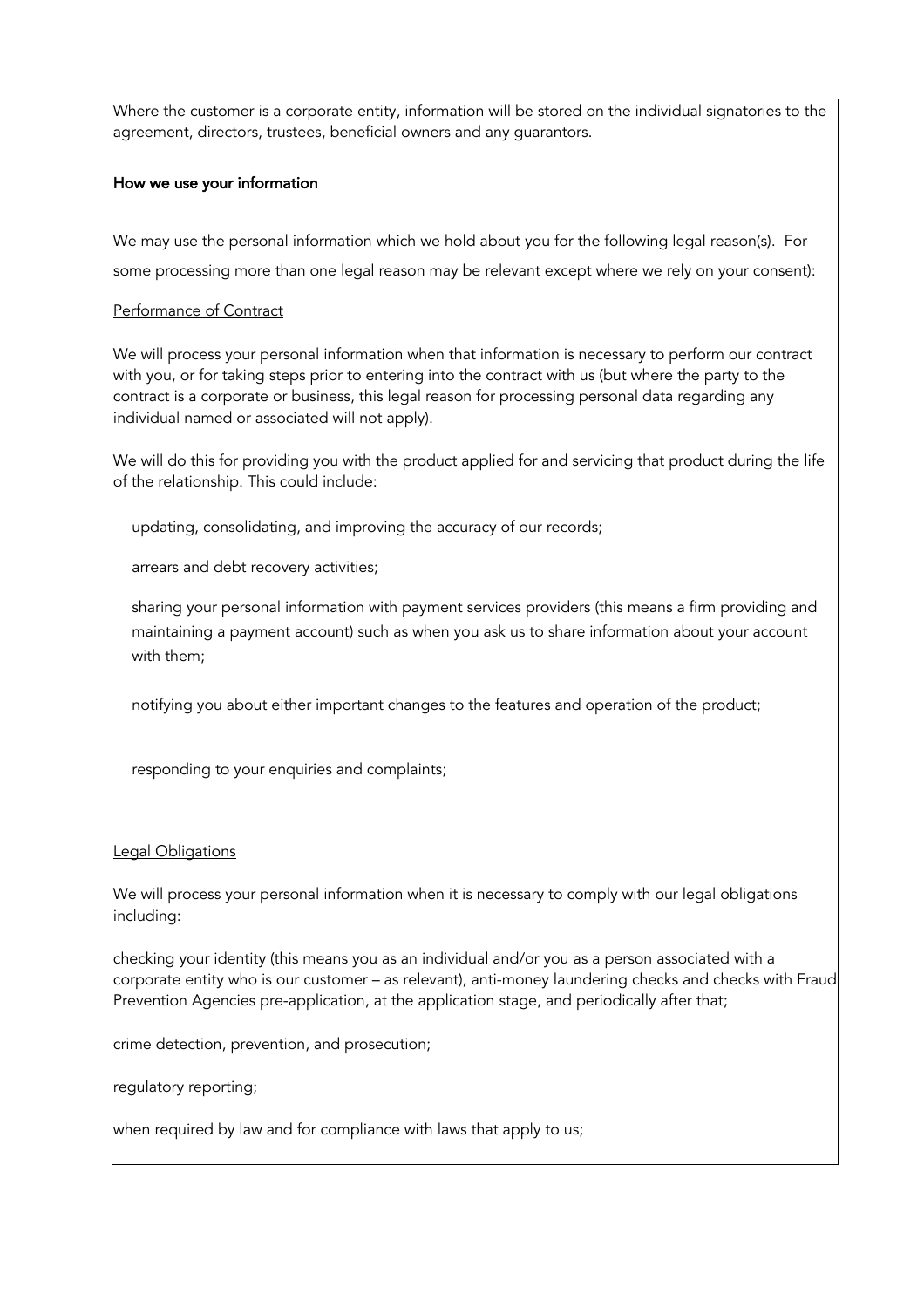Where the customer is a corporate entity, information will be stored on the individual signatories to the agreement, directors, trustees, beneficial owners and any guarantors.

**How we use your information**

We may use the personal information which we hold about you for the following legal reason(s). For some processing more than one legal reason may be relevant except where we rely on your consent):

Performance of Contract

We will process your personal information when that information is necessary to perform our contract with you, or for taking steps prior to entering into the contract with us (but where the party to the contract is a corporate or business, this legal reason for processing personal data regarding any individual named or associated will not apply).

We will do this for providing you with the product applied for and servicing that product during the life of the relationship. This could include:

- updating, consolidating, and improving the accuracy of our records;
- arrears and debt recovery activities;
- sharing your personal information with payment services providers (this means a firm providing and maintaining a payment account) such as when you ask us to share information about your account with them;
- notifying you about either important changes to the features and operation of the product;
- responding to your enquiries and complaints;

Legal Obligations

We will process your personal information when it is necessary to comply with our legal obligations including:

checking your identity (this means you as an individual and/or you as a person associated with a corporate entity who is our customer – as relevant), anti-money laundering checks and checks with Fraud Prevention Agencies pre-application, at the application stage, and periodically after that;

crime detection, prevention, and prosecution;

regulatory reporting;

when required by law and for compliance with laws that apply to us;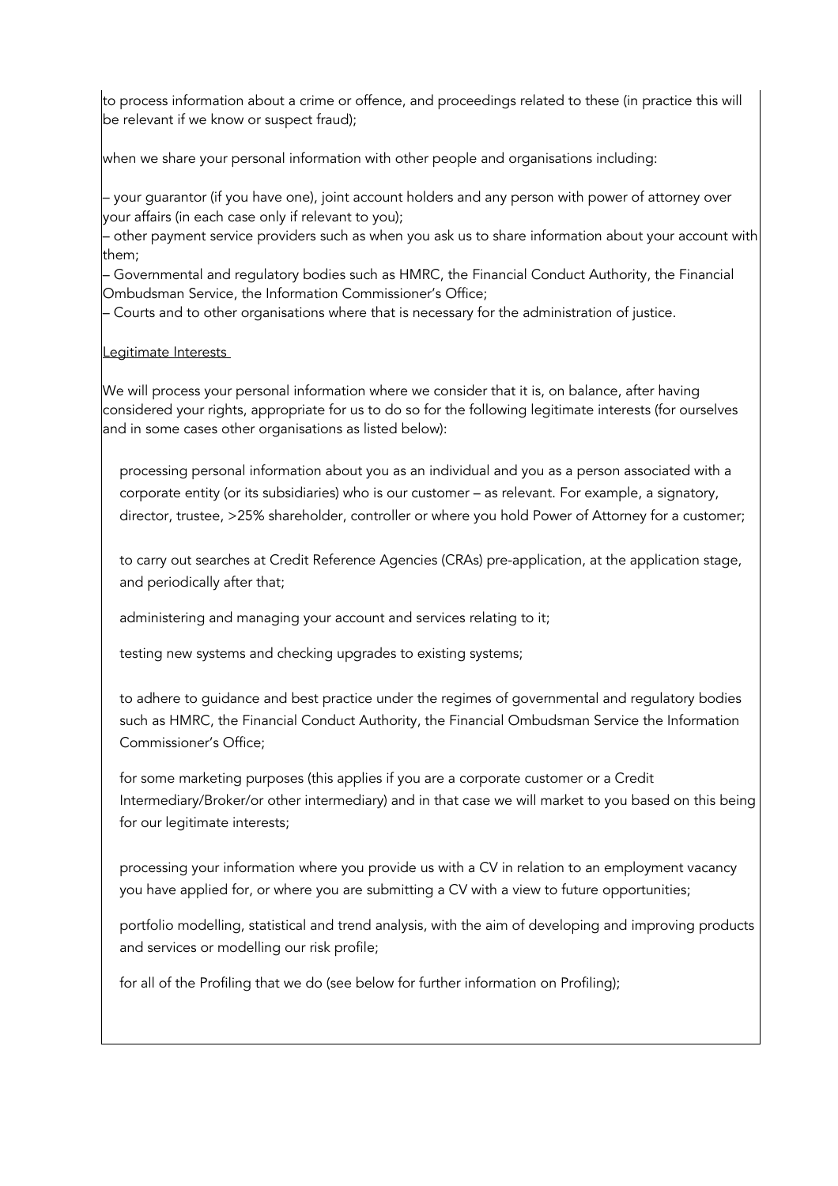to process information about a crime or offence, and proceedings related to these (in practice this will be relevant if we know or suspect fraud);

when we share your personal information with other people and organisations including:

– your guarantor (if you have one), joint account holders and any person with power of attorney over your affairs (in each case only if relevant to you);
– other payment service providers such as when you ask us to share information about your account with them;
– Governmental and regulatory bodies such as HMRC, the Financial Conduct Authority, the Financial Ombudsman Service, the Information Commissioner's Office;
– Courts and to other organisations where that is necessary for the administration of justice.

<u>Legitimate Interests</u>

We will process your personal information where we consider that it is, on balance, after having considered your rights, appropriate for us to do so for the following legitimate interests (for ourselves and in some cases other organisations as listed below):

processing personal information about you as an individual and you as a person associated with a corporate entity (or its subsidiaries) who is our customer – as relevant. For example, a signatory, director, trustee, >25% shareholder, controller or where you hold Power of Attorney for a customer;

to carry out searches at Credit Reference Agencies (CRAs) pre-application, at the application stage, and periodically after that;

administering and managing your account and services relating to it;

testing new systems and checking upgrades to existing systems;

to adhere to guidance and best practice under the regimes of governmental and regulatory bodies such as HMRC, the Financial Conduct Authority, the Financial Ombudsman Service the Information Commissioner's Office;

for some marketing purposes (this applies if you are a corporate customer or a Credit Intermediary/Broker/or other intermediary) and in that case we will market to you based on this being for our legitimate interests;

processing your information where you provide us with a CV in relation to an employment vacancy you have applied for, or where you are submitting a CV with a view to future opportunities;

portfolio modelling, statistical and trend analysis, with the aim of developing and improving products and services or modelling our risk profile;

for all of the Profiling that we do (see below for further information on Profiling);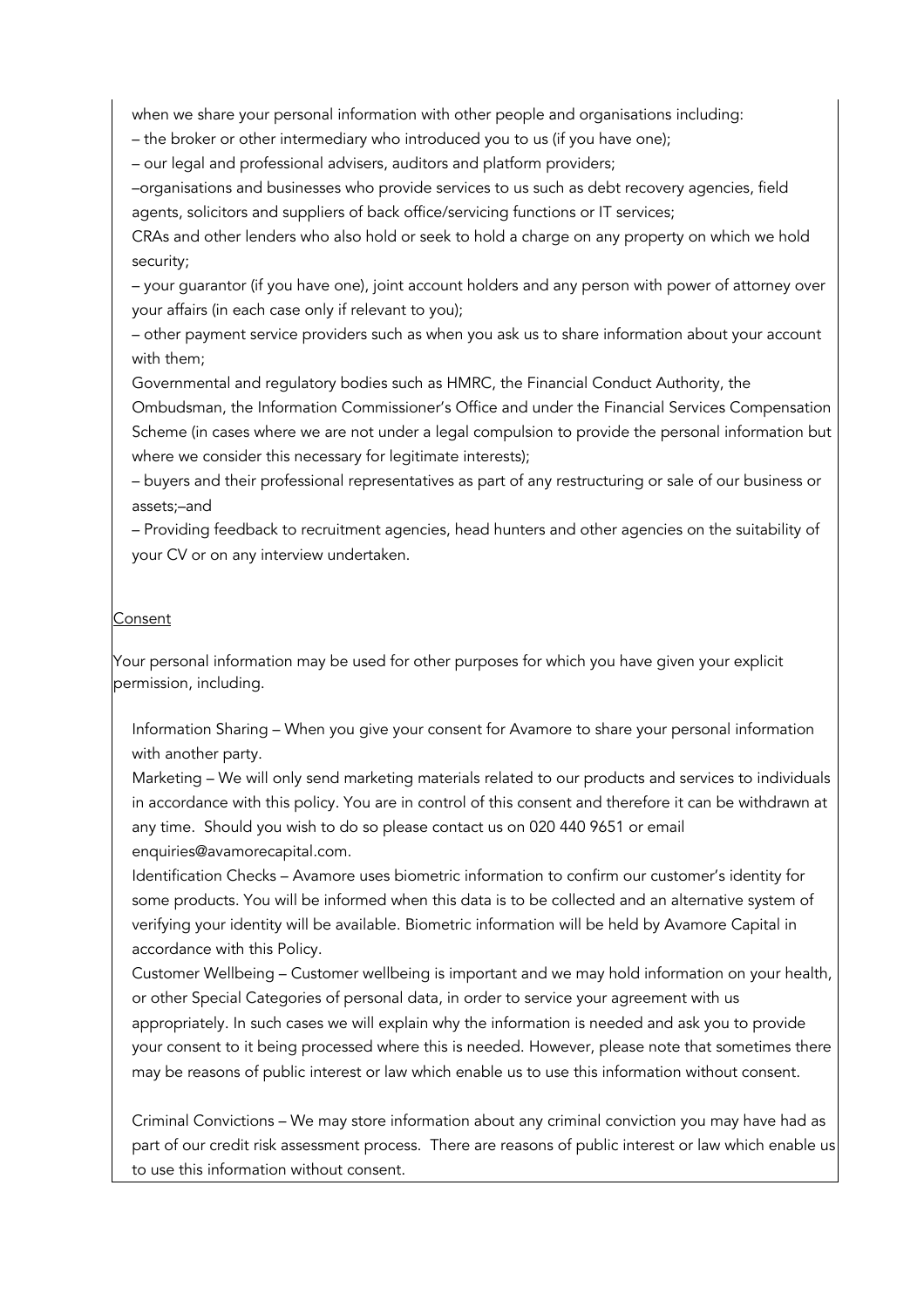when we share your personal information with other people and organisations including:

– the broker or other intermediary who introduced you to us (if you have one);

– our legal and professional advisers, auditors and platform providers;

–organisations and businesses who provide services to us such as debt recovery agencies, field agents, solicitors and suppliers of back office/servicing functions or IT services;

CRAs and other lenders who also hold or seek to hold a charge on any property on which we hold security;

– your guarantor (if you have one), joint account holders and any person with power of attorney over your affairs (in each case only if relevant to you);

– other payment service providers such as when you ask us to share information about your account with them;

Governmental and regulatory bodies such as HMRC, the Financial Conduct Authority, the Ombudsman, the Information Commissioner's Office and under the Financial Services Compensation Scheme (in cases where we are not under a legal compulsion to provide the personal information but where we consider this necessary for legitimate interests);

– buyers and their professional representatives as part of any restructuring or sale of our business or assets;–and

– Providing feedback to recruitment agencies, head hunters and other agencies on the suitability of your CV or on any interview undertaken.

<u>Consent</u>

Your personal information may be used for other purposes for which you have given your explicit permission, including.

Information Sharing – When you give your consent for Avamore to share your personal information with another party.

Marketing – We will only send marketing materials related to our products and services to individuals in accordance with this policy. You are in control of this consent and therefore it can be withdrawn at any time. Should you wish to do so please contact us on 020 440 9651 or email enquiries@avamorecapital.com.

Identification Checks – Avamore uses biometric information to confirm our customer's identity for some products. You will be informed when this data is to be collected and an alternative system of verifying your identity will be available. Biometric information will be held by Avamore Capital in accordance with this Policy.

Customer Wellbeing – Customer wellbeing is important and we may hold information on your health, or other Special Categories of personal data, in order to service your agreement with us appropriately. In such cases we will explain why the information is needed and ask you to provide your consent to it being processed where this is needed. However, please note that sometimes there may be reasons of public interest or law which enable us to use this information without consent.

Criminal Convictions – We may store information about any criminal conviction you may have had as part of our credit risk assessment process. There are reasons of public interest or law which enable us to use this information without consent.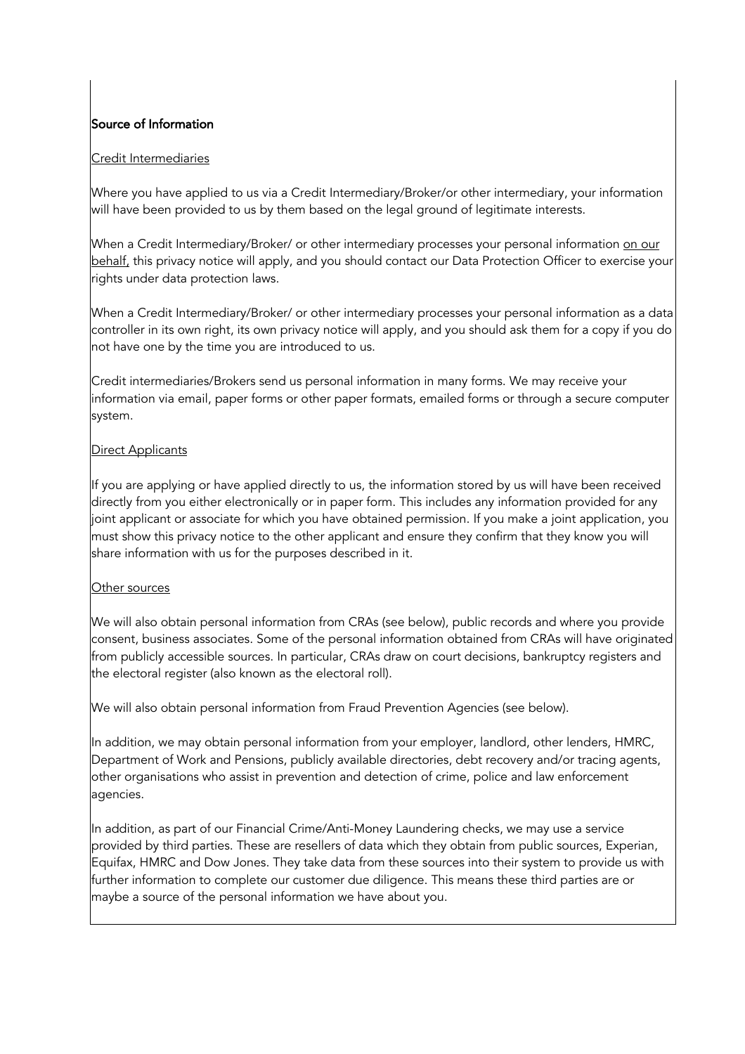**Source of Information**

Credit Intermediaries

Where you have applied to us via a Credit Intermediary/Broker/or other intermediary, your information will have been provided to us by them based on the legal ground of legitimate interests.

When a Credit Intermediary/Broker/ or other intermediary processes your personal information on our behalf, this privacy notice will apply, and you should contact our Data Protection Officer to exercise your rights under data protection laws.

When a Credit Intermediary/Broker/ or other intermediary processes your personal information as a data controller in its own right, its own privacy notice will apply, and you should ask them for a copy if you do not have one by the time you are introduced to us.

Credit intermediaries/Brokers send us personal information in many forms. We may receive your information via email, paper forms or other paper formats, emailed forms or through a secure computer system.

Direct Applicants

If you are applying or have applied directly to us, the information stored by us will have been received directly from you either electronically or in paper form. This includes any information provided for any joint applicant or associate for which you have obtained permission. If you make a joint application, you must show this privacy notice to the other applicant and ensure they confirm that they know you will share information with us for the purposes described in it.

Other sources

We will also obtain personal information from CRAs (see below), public records and where you provide consent, business associates. Some of the personal information obtained from CRAs will have originated from publicly accessible sources. In particular, CRAs draw on court decisions, bankruptcy registers and the electoral register (also known as the electoral roll).

We will also obtain personal information from Fraud Prevention Agencies (see below).

In addition, we may obtain personal information from your employer, landlord, other lenders, HMRC, Department of Work and Pensions, publicly available directories, debt recovery and/or tracing agents, other organisations who assist in prevention and detection of crime, police and law enforcement agencies.

In addition, as part of our Financial Crime/Anti-Money Laundering checks, we may use a service provided by third parties. These are resellers of data which they obtain from public sources, Experian, Equifax, HMRC and Dow Jones. They take data from these sources into their system to provide us with further information to complete our customer due diligence. This means these third parties are or maybe a source of the personal information we have about you.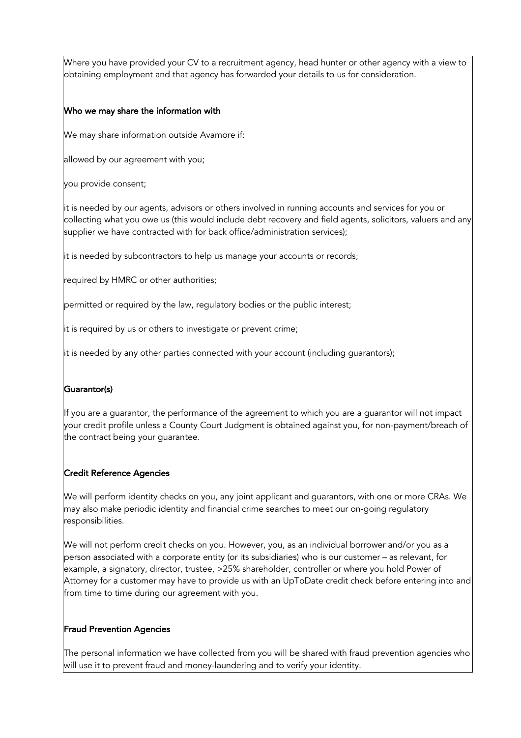Where you have provided your CV to a recruitment agency, head hunter or other agency with a view to obtaining employment and that agency has forwarded your details to us for consideration.

### Who we may share the information with

We may share information outside Avamore if:

allowed by our agreement with you;

you provide consent;

it is needed by our agents, advisors or others involved in running accounts and services for you or collecting what you owe us (this would include debt recovery and field agents, solicitors, valuers and any supplier we have contracted with for back office/administration services);

it is needed by subcontractors to help us manage your accounts or records;

required by HMRC or other authorities;

permitted or required by the law, regulatory bodies or the public interest;

it is required by us or others to investigate or prevent crime;

it is needed by any other parties connected with your account (including guarantors);

### Guarantor(s)

If you are a guarantor, the performance of the agreement to which you are a guarantor will not impact your credit profile unless a County Court Judgment is obtained against you, for non-payment/breach of the contract being your guarantee.

### Credit Reference Agencies

We will perform identity checks on you, any joint applicant and guarantors, with one or more CRAs. We may also make periodic identity and financial crime searches to meet our on-going regulatory responsibilities.

We will not perform credit checks on you. However, you, as an individual borrower and/or you as a person associated with a corporate entity (or its subsidiaries) who is our customer – as relevant, for example, a signatory, director, trustee, >25% shareholder, controller or where you hold Power of Attorney for a customer may have to provide us with an UpToDate credit check before entering into and from time to time during our agreement with you.

### Fraud Prevention Agencies

The personal information we have collected from you will be shared with fraud prevention agencies who will use it to prevent fraud and money-laundering and to verify your identity.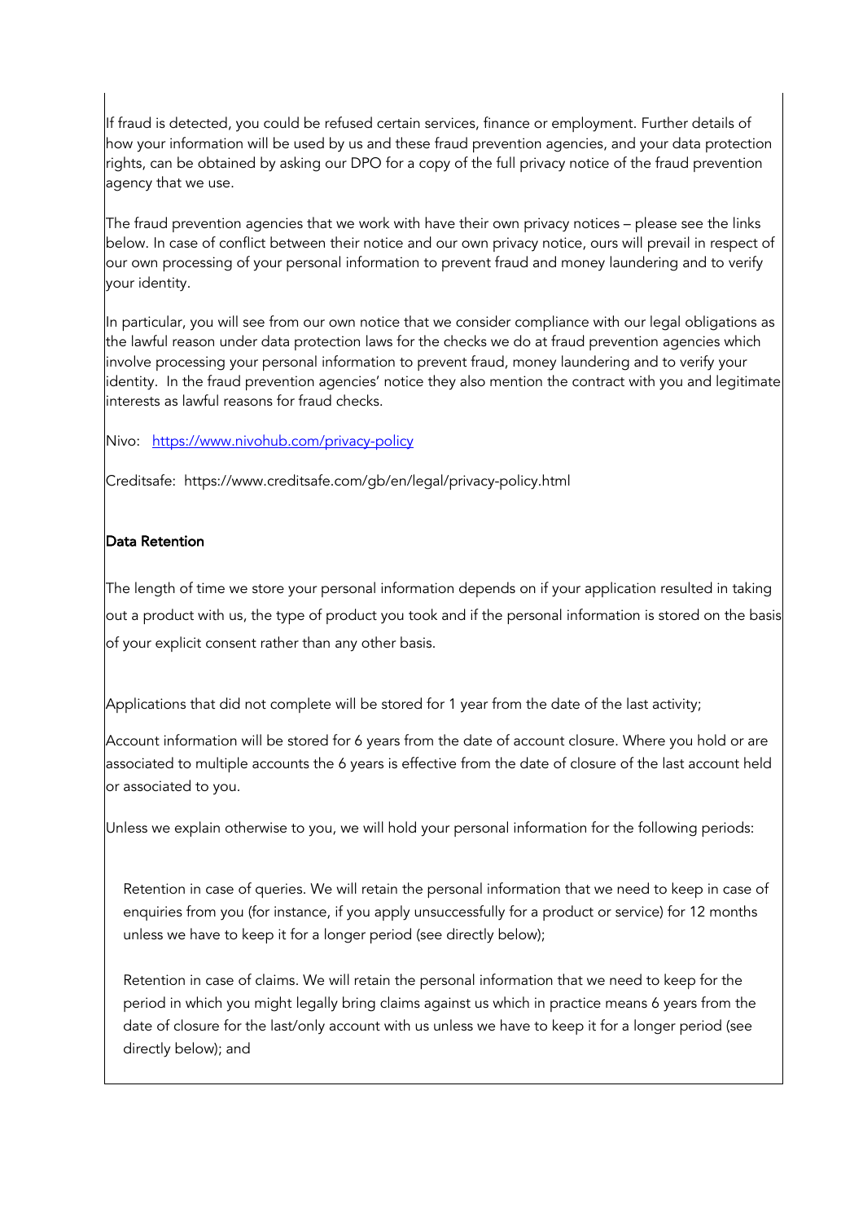If fraud is detected, you could be refused certain services, finance or employment. Further details of how your information will be used by us and these fraud prevention agencies, and your data protection rights, can be obtained by asking our DPO for a copy of the full privacy notice of the fraud prevention agency that we use.

The fraud prevention agencies that we work with have their own privacy notices – please see the links below. In case of conflict between their notice and our own privacy notice, ours will prevail in respect of our own processing of your personal information to prevent fraud and money laundering and to verify your identity.

In particular, you will see from our own notice that we consider compliance with our legal obligations as the lawful reason under data protection laws for the checks we do at fraud prevention agencies which involve processing your personal information to prevent fraud, money laundering and to verify your identity. In the fraud prevention agencies' notice they also mention the contract with you and legitimate interests as lawful reasons for fraud checks.

Nivo: [https://www.nivohub.com/privacy-policy](https://www.nivohub.com/privacy-policy)

Creditsafe: https://www.creditsafe.com/gb/en/legal/privacy-policy.html

**Data Retention**

The length of time we store your personal information depends on if your application resulted in taking out a product with us, the type of product you took and if the personal information is stored on the basis of your explicit consent rather than any other basis.

Applications that did not complete will be stored for 1 year from the date of the last activity;

Account information will be stored for 6 years from the date of account closure. Where you hold or are associated to multiple accounts the 6 years is effective from the date of closure of the last account held or associated to you.

Unless we explain otherwise to you, we will hold your personal information for the following periods:

Retention in case of queries. We will retain the personal information that we need to keep in case of enquiries from you (for instance, if you apply unsuccessfully for a product or service) for 12 months unless we have to keep it for a longer period (see directly below);

Retention in case of claims. We will retain the personal information that we need to keep for the period in which you might legally bring claims against us which in practice means 6 years from the date of closure for the last/only account with us unless we have to keep it for a longer period (see directly below); and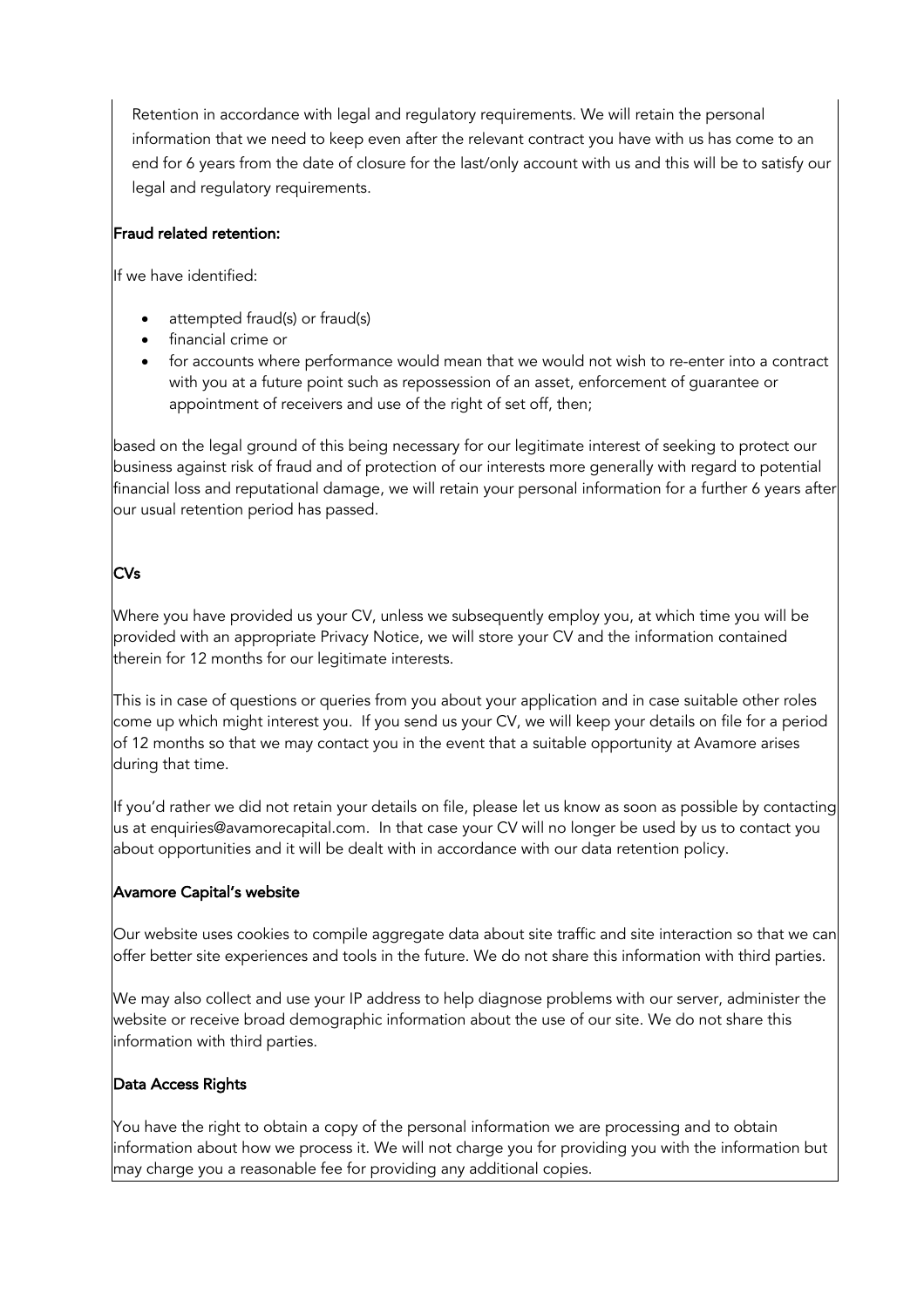Retention in accordance with legal and regulatory requirements. We will retain the personal information that we need to keep even after the relevant contract you have with us has come to an end for 6 years from the date of closure for the last/only account with us and this will be to satisfy our legal and regulatory requirements.

**Fraud related retention:**

If we have identified:

- attempted fraud(s) or fraud(s)
- financial crime or
- for accounts where performance would mean that we would not wish to re-enter into a contract with you at a future point such as repossession of an asset, enforcement of guarantee or appointment of receivers and use of the right of set off, then;

based on the legal ground of this being necessary for our legitimate interest of seeking to protect our business against risk of fraud and of protection of our interests more generally with regard to potential financial loss and reputational damage, we will retain your personal information for a further 6 years after our usual retention period has passed.

**CVs**

Where you have provided us your CV, unless we subsequently employ you, at which time you will be provided with an appropriate Privacy Notice, we will store your CV and the information contained therein for 12 months for our legitimate interests.

This is in case of questions or queries from you about your application and in case suitable other roles come up which might interest you. If you send us your CV, we will keep your details on file for a period of 12 months so that we may contact you in the event that a suitable opportunity at Avamore arises during that time.

If you'd rather we did not retain your details on file, please let us know as soon as possible by contacting us at enquiries@avamorecapital.com. In that case your CV will no longer be used by us to contact you about opportunities and it will be dealt with in accordance with our data retention policy.

**Avamore Capital's website**

Our website uses cookies to compile aggregate data about site traffic and site interaction so that we can offer better site experiences and tools in the future. We do not share this information with third parties.

We may also collect and use your IP address to help diagnose problems with our server, administer the website or receive broad demographic information about the use of our site. We do not share this information with third parties.

**Data Access Rights**

You have the right to obtain a copy of the personal information we are processing and to obtain information about how we process it. We will not charge you for providing you with the information but may charge you a reasonable fee for providing any additional copies.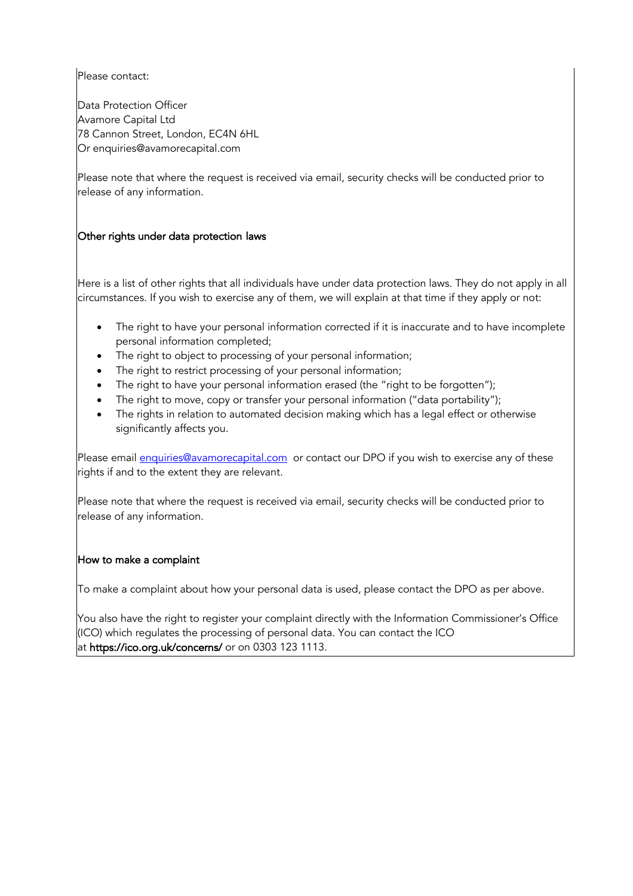Please contact:

Data Protection Officer
Avamore Capital Ltd
78 Cannon Street, London, EC4N 6HL
Or enquiries@avamorecapital.com

Please note that where the request is received via email, security checks will be conducted prior to release of any information.

## Other rights under data protection laws

Here is a list of other rights that all individuals have under data protection laws. They do not apply in all circumstances. If you wish to exercise any of them, we will explain at that time if they apply or not:

- The right to have your personal information corrected if it is inaccurate and to have incomplete personal information completed;
- The right to object to processing of your personal information;
- The right to restrict processing of your personal information;
- The right to have your personal information erased (the "right to be forgotten");
- The right to move, copy or transfer your personal information ("data portability");
- The rights in relation to automated decision making which has a legal effect or otherwise significantly affects you.

Please email [enquiries@avamorecapital.com](mailto:enquiries@avamorecapital.com) or contact our DPO if you wish to exercise any of these rights if and to the extent they are relevant.

Please note that where the request is received via email, security checks will be conducted prior to release of any information.

## How to make a complaint

To make a complaint about how your personal data is used, please contact the DPO as per above.

You also have the right to register your complaint directly with the Information Commissioner's Office (ICO) which regulates the processing of personal data. You can contact the ICO at **https://ico.org.uk/concerns/** or on 0303 123 1113.